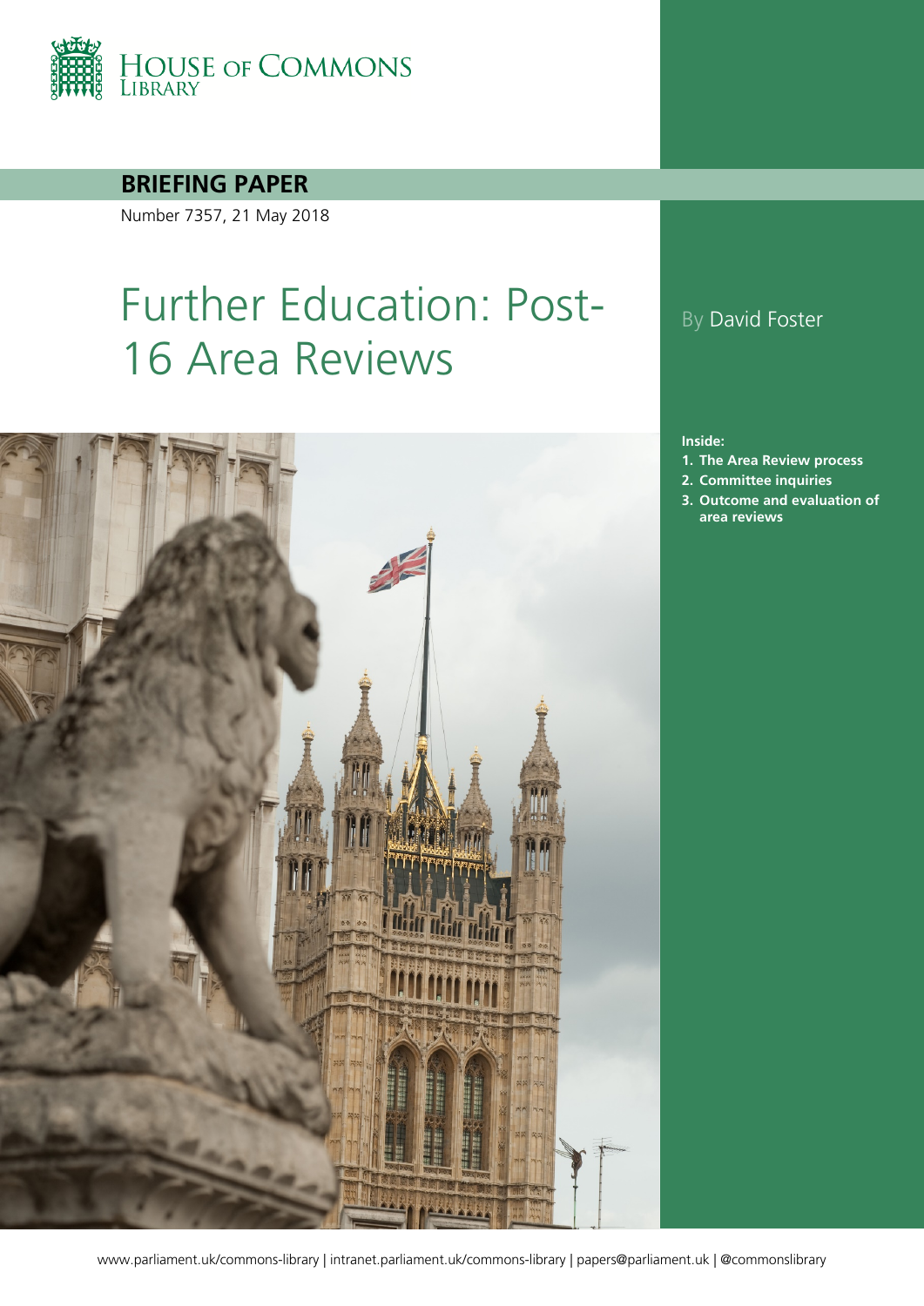HOUSE OF COMMONS LIBRARY

**BRIEFING PAPER**

Number 7357, 21 May 2018

# Further Education: Post-16 Area Reviews

By David Foster

**Inside:**

1. **The Area Review process**
2. **Committee inquiries**
3. **Outcome and evaluation of area reviews**

www.parliament.uk/commons-library | intranet.parliament.uk/commons-library | papers@parliament.uk | @commonslibrary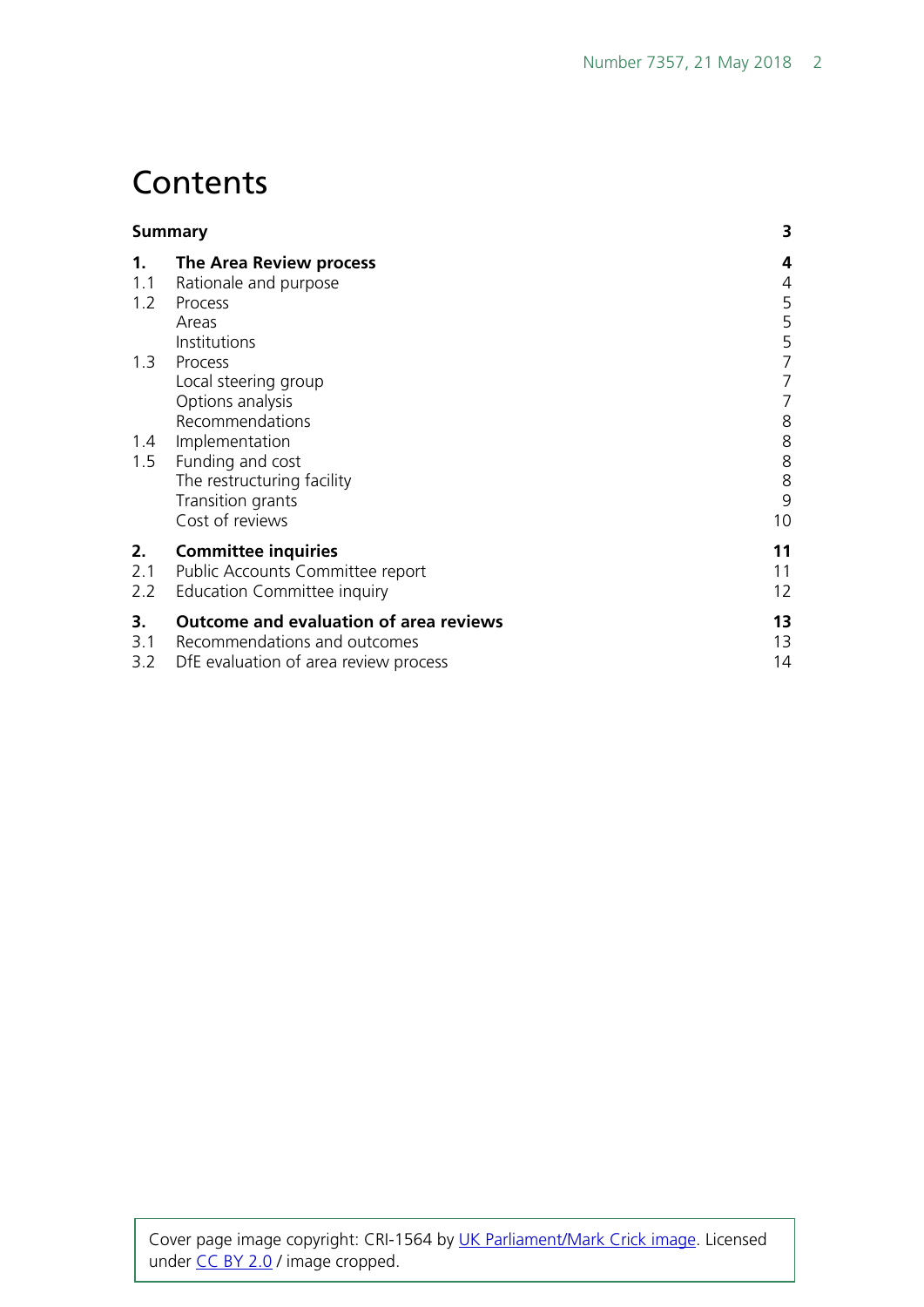# Contents

| | | |
|---|---|---|
| **Summary** | | **3** |
| **1.** | **The Area Review process** | **4** |
| 1.1 | Rationale and purpose | 4 |
| 1.2 | Process | 5 |
| | Areas | 5 |
| | Institutions | 5 |
| 1.3 | Process | 7 |
| | Local steering group | 7 |
| | Options analysis | 7 |
| | Recommendations | 8 |
| 1.4 | Implementation | 8 |
| 1.5 | Funding and cost | 8 |
| | The restructuring facility | 8 |
| | Transition grants | 9 |
| | Cost of reviews | 10 |
| **2.** | **Committee inquiries** | **11** |
| 2.1 | Public Accounts Committee report | 11 |
| 2.2 | Education Committee inquiry | 12 |
| **3.** | **Outcome and evaluation of area reviews** | **13** |
| 3.1 | Recommendations and outcomes | 13 |
| 3.2 | DfE evaluation of area review process | 14 |

Cover page image copyright: CRI-1564 by [UK Parliament/Mark Crick image](). Licensed under [CC BY 2.0]() / image cropped.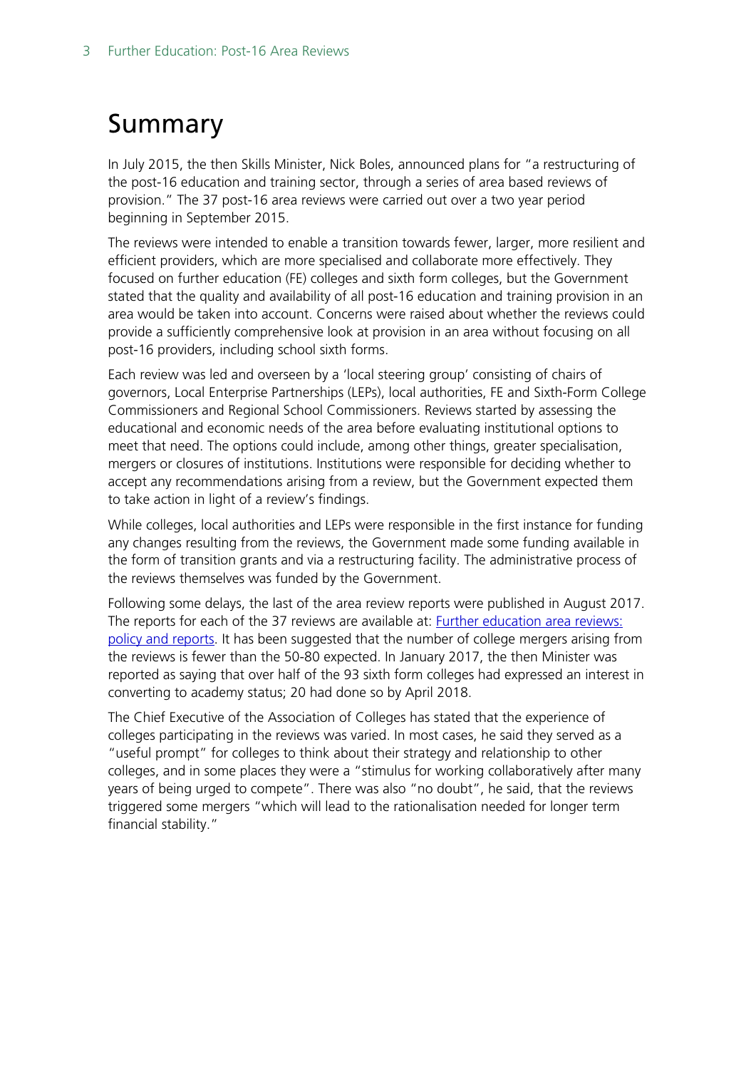# Summary

In July 2015, the then Skills Minister, Nick Boles, announced plans for "a restructuring of the post-16 education and training sector, through a series of area based reviews of provision." The 37 post-16 area reviews were carried out over a two year period beginning in September 2015.

The reviews were intended to enable a transition towards fewer, larger, more resilient and efficient providers, which are more specialised and collaborate more effectively. They focused on further education (FE) colleges and sixth form colleges, but the Government stated that the quality and availability of all post-16 education and training provision in an area would be taken into account. Concerns were raised about whether the reviews could provide a sufficiently comprehensive look at provision in an area without focusing on all post-16 providers, including school sixth forms.

Each review was led and overseen by a 'local steering group' consisting of chairs of governors, Local Enterprise Partnerships (LEPs), local authorities, FE and Sixth-Form College Commissioners and Regional School Commissioners. Reviews started by assessing the educational and economic needs of the area before evaluating institutional options to meet that need. The options could include, among other things, greater specialisation, mergers or closures of institutions. Institutions were responsible for deciding whether to accept any recommendations arising from a review, but the Government expected them to take action in light of a review's findings.

While colleges, local authorities and LEPs were responsible in the first instance for funding any changes resulting from the reviews, the Government made some funding available in the form of transition grants and via a restructuring facility. The administrative process of the reviews themselves was funded by the Government.

Following some delays, the last of the area review reports were published in August 2017. The reports for each of the 37 reviews are available at: [Further education area reviews: policy and reports](). It has been suggested that the number of college mergers arising from the reviews is fewer than the 50-80 expected. In January 2017, the then Minister was reported as saying that over half of the 93 sixth form colleges had expressed an interest in converting to academy status; 20 had done so by April 2018.

The Chief Executive of the Association of Colleges has stated that the experience of colleges participating in the reviews was varied. In most cases, he said they served as a "useful prompt" for colleges to think about their strategy and relationship to other colleges, and in some places they were a "stimulus for working collaboratively after many years of being urged to compete". There was also "no doubt", he said, that the reviews triggered some mergers "which will lead to the rationalisation needed for longer term financial stability."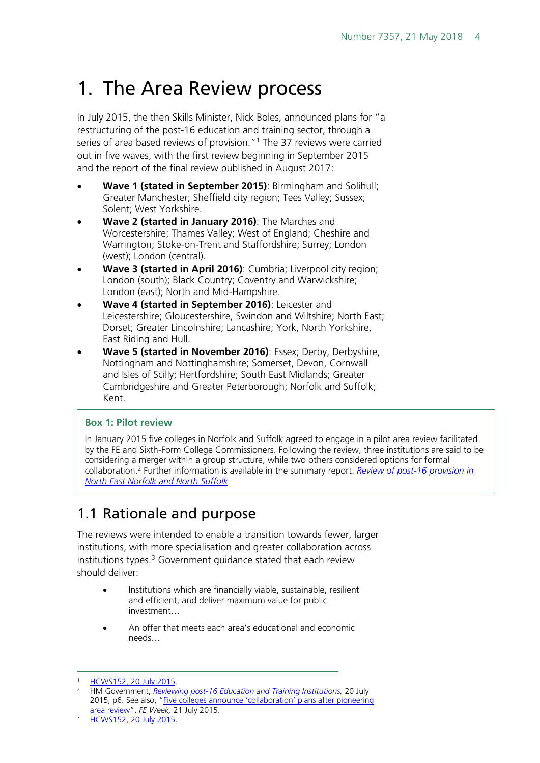# 1. The Area Review process

In July 2015, the then Skills Minister, Nick Boles, announced plans for "a restructuring of the post-16 education and training sector, through a series of area based reviews of provision."[1] The 37 reviews were carried out in five waves, with the first review beginning in September 2015 and the report of the final review published in August 2017:

- **Wave 1 (stated in September 2015)**: Birmingham and Solihull; Greater Manchester; Sheffield city region; Tees Valley; Sussex; Solent; West Yorkshire.
- **Wave 2 (started in January 2016)**: The Marches and Worcestershire; Thames Valley; West of England; Cheshire and Warrington; Stoke-on-Trent and Staffordshire; Surrey; London (west); London (central).
- **Wave 3 (started in April 2016)**: Cumbria; Liverpool city region; London (south); Black Country; Coventry and Warwickshire; London (east); North and Mid-Hampshire.
- **Wave 4 (started in September 2016)**: Leicester and Leicestershire; Gloucestershire, Swindon and Wiltshire; North East; Dorset; Greater Lincolnshire; Lancashire; York, North Yorkshire, East Riding and Hull.
- **Wave 5 (started in November 2016)**: Essex; Derby, Derbyshire, Nottingham and Nottinghamshire; Somerset, Devon, Cornwall and Isles of Scilly; Hertfordshire; South East Midlands; Greater Cambridgeshire and Greater Peterborough; Norfolk and Suffolk; Kent.

> **Box 1: Pilot review**
>
> In January 2015 five colleges in Norfolk and Suffolk agreed to engage in a pilot area review facilitated by the FE and Sixth-Form College Commissioners. Following the review, three institutions are said to be considering a merger within a group structure, while two others considered options for formal collaboration.[2] Further information is available in the summary report: *Review of post-16 provision in North East Norfolk and North Suffolk*.

## 1.1 Rationale and purpose

The reviews were intended to enable a transition towards fewer, larger institutions, with more specialisation and greater collaboration across institutions types.[3] Government guidance stated that each review should deliver:

> - Institutions which are financially viable, sustainable, resilient and efficient, and deliver maximum value for public investment…
> - An offer that meets each area's educational and economic needs…

---

[1] HCWS152, 20 July 2015.

[2] HM Government, *Reviewing post-16 Education and Training Institutions,* 20 July 2015, p6. See also, "Five colleges announce 'collaboration' plans after pioneering area review", *FE Week,* 21 July 2015.

[3] HCWS152, 20 July 2015.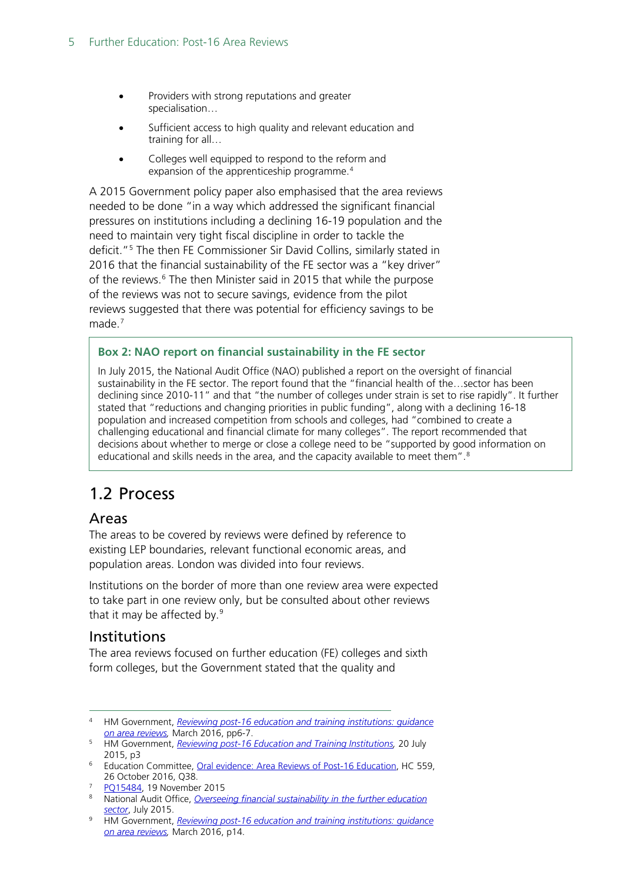- Providers with strong reputations and greater specialisation…
- Sufficient access to high quality and relevant education and training for all…
- Colleges well equipped to respond to the reform and expansion of the apprenticeship programme.[4]

A 2015 Government policy paper also emphasised that the area reviews needed to be done "in a way which addressed the significant financial pressures on institutions including a declining 16-19 population and the need to maintain very tight fiscal discipline in order to tackle the deficit."[5] The then FE Commissioner Sir David Collins, similarly stated in 2016 that the financial sustainability of the FE sector was a "key driver" of the reviews.[6] The then Minister said in 2015 that while the purpose of the reviews was not to secure savings, evidence from the pilot reviews suggested that there was potential for efficiency savings to be made.[7]

> **Box 2: NAO report on financial sustainability in the FE sector**
>
> In July 2015, the National Audit Office (NAO) published a report on the oversight of financial sustainability in the FE sector. The report found that the "financial health of the…sector has been declining since 2010-11" and that "the number of colleges under strain is set to rise rapidly". It further stated that "reductions and changing priorities in public funding", along with a declining 16-18 population and increased competition from schools and colleges, had "combined to create a challenging educational and financial climate for many colleges". The report recommended that decisions about whether to merge or close a college need to be "supported by good information on educational and skills needs in the area, and the capacity available to meet them".[8]

## 1.2 Process

### Areas

The areas to be covered by reviews were defined by reference to existing LEP boundaries, relevant functional economic areas, and population areas. London was divided into four reviews.

Institutions on the border of more than one review area were expected to take part in one review only, but be consulted about other reviews that it may be affected by.[9]

### Institutions

The area reviews focused on further education (FE) colleges and sixth form colleges, but the Government stated that the quality and

---

[4] HM Government, *Reviewing post-16 education and training institutions: guidance on area reviews,* March 2016, pp6-7.

[5] HM Government, *Reviewing post-16 Education and Training Institutions,* 20 July 2015, p3

[6] Education Committee, Oral evidence: Area Reviews of Post-16 Education, HC 559, 26 October 2016, Q38.

[7] PQ15484, 19 November 2015

[8] National Audit Office, *Overseeing financial sustainability in the further education sector*, July 2015.

[9] HM Government, *Reviewing post-16 education and training institutions: guidance on area reviews,* March 2016, p14.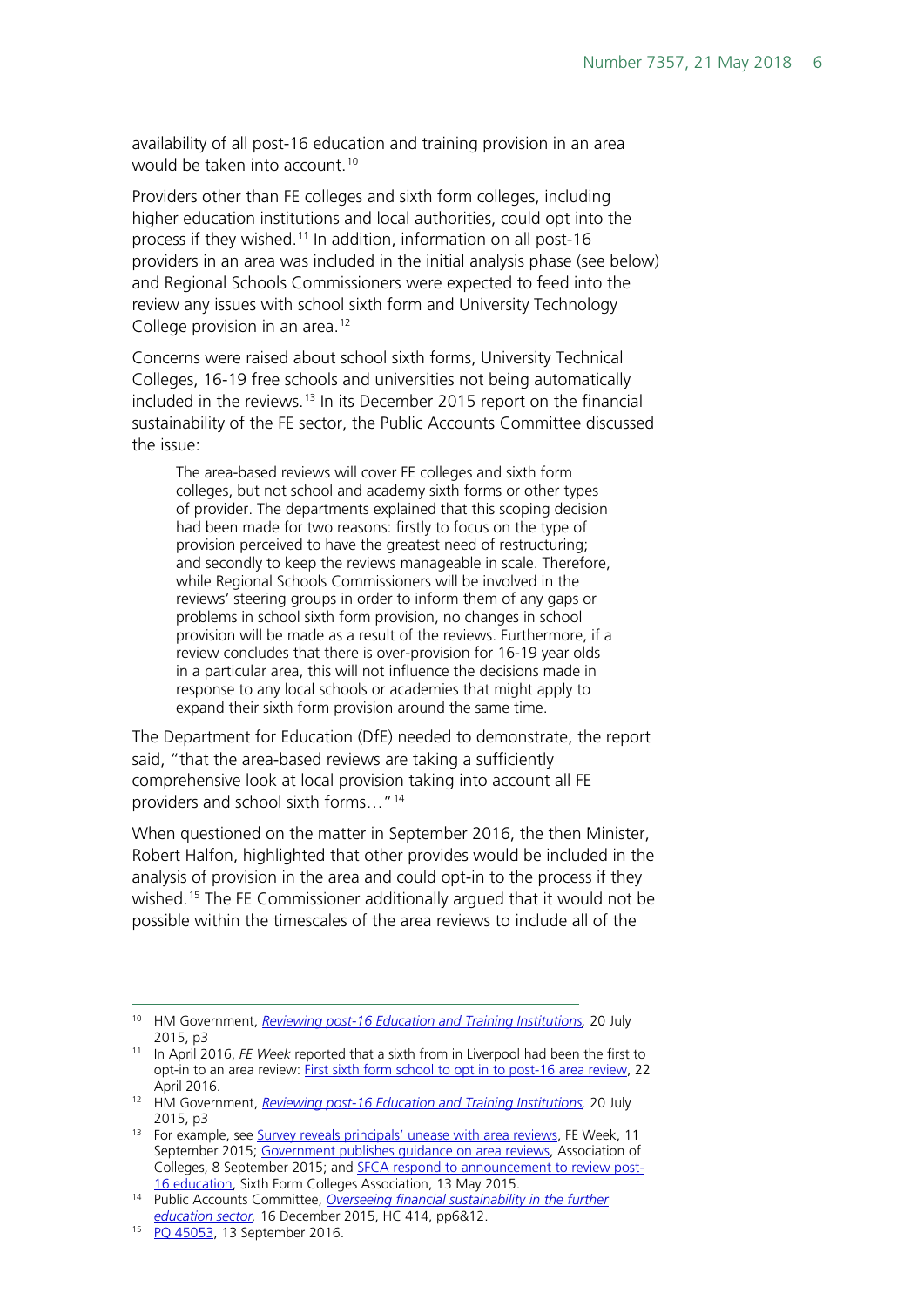availability of all post-16 education and training provision in an area would be taken into account.[10]

Providers other than FE colleges and sixth form colleges, including higher education institutions and local authorities, could opt into the process if they wished.[11] In addition, information on all post-16 providers in an area was included in the initial analysis phase (see below) and Regional Schools Commissioners were expected to feed into the review any issues with school sixth form and University Technology College provision in an area.[12]

Concerns were raised about school sixth forms, University Technical Colleges, 16-19 free schools and universities not being automatically included in the reviews.[13] In its December 2015 report on the financial sustainability of the FE sector, the Public Accounts Committee discussed the issue:

> The area-based reviews will cover FE colleges and sixth form colleges, but not school and academy sixth forms or other types of provider. The departments explained that this scoping decision had been made for two reasons: firstly to focus on the type of provision perceived to have the greatest need of restructuring; and secondly to keep the reviews manageable in scale. Therefore, while Regional Schools Commissioners will be involved in the reviews' steering groups in order to inform them of any gaps or problems in school sixth form provision, no changes in school provision will be made as a result of the reviews. Furthermore, if a review concludes that there is over-provision for 16-19 year olds in a particular area, this will not influence the decisions made in response to any local schools or academies that might apply to expand their sixth form provision around the same time.

The Department for Education (DfE) needed to demonstrate, the report said, "that the area-based reviews are taking a sufficiently comprehensive look at local provision taking into account all FE providers and school sixth forms…"[14]

When questioned on the matter in September 2016, the then Minister, Robert Halfon, highlighted that other provides would be included in the analysis of provision in the area and could opt-in to the process if they wished.[15] The FE Commissioner additionally argued that it would not be possible within the timescales of the area reviews to include all of the

---

[10] HM Government, *Reviewing post-16 Education and Training Institutions*, 20 July 2015, p3

[11] In April 2016, *FE Week* reported that a sixth from in Liverpool had been the first to opt-in to an area review: First sixth form school to opt in to post-16 area review, 22 April 2016.

[12] HM Government, *Reviewing post-16 Education and Training Institutions*, 20 July 2015, p3

[13] For example, see Survey reveals principals' unease with area reviews, FE Week, 11 September 2015; Government publishes guidance on area reviews, Association of Colleges, 8 September 2015; and SFCA respond to announcement to review post-16 education, Sixth Form Colleges Association, 13 May 2015.

[14] Public Accounts Committee, *Overseeing financial sustainability in the further education sector*, 16 December 2015, HC 414, pp6&12.

[15] PQ 45053, 13 September 2016.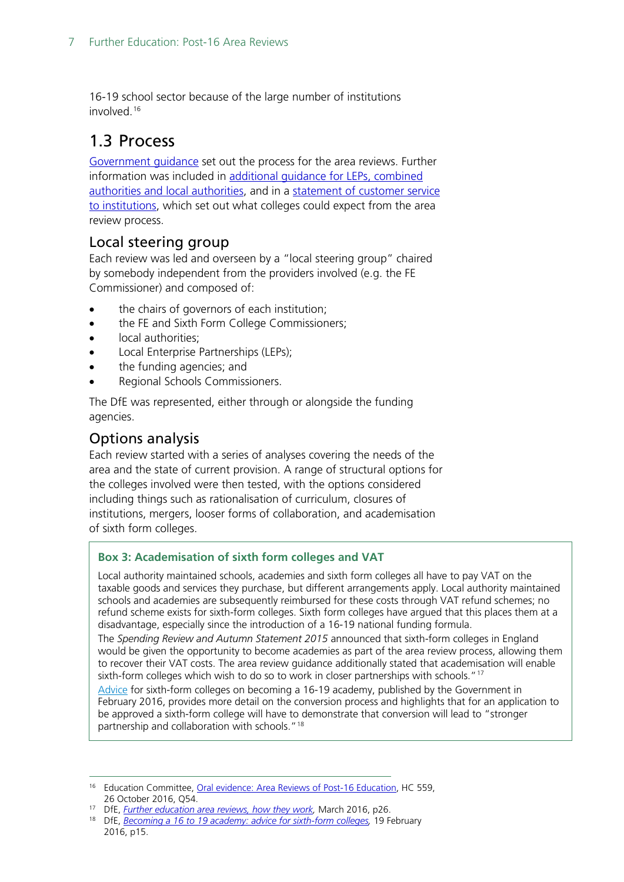16-19 school sector because of the large number of institutions involved.[16]

## 1.3 Process

Government guidance set out the process for the area reviews. Further information was included in additional guidance for LEPs, combined authorities and local authorities, and in a statement of customer service to institutions, which set out what colleges could expect from the area review process.

### Local steering group

Each review was led and overseen by a "local steering group" chaired by somebody independent from the providers involved (e.g. the FE Commissioner) and composed of:

- the chairs of governors of each institution;
- the FE and Sixth Form College Commissioners;
- local authorities;
- Local Enterprise Partnerships (LEPs);
- the funding agencies; and
- Regional Schools Commissioners.

The DfE was represented, either through or alongside the funding agencies.

### Options analysis

Each review started with a series of analyses covering the needs of the area and the state of current provision. A range of structural options for the colleges involved were then tested, with the options considered including things such as rationalisation of curriculum, closures of institutions, mergers, looser forms of collaboration, and academisation of sixth form colleges.

> **Box 3: Academisation of sixth form colleges and VAT**
>
> Local authority maintained schools, academies and sixth form colleges all have to pay VAT on the taxable goods and services they purchase, but different arrangements apply. Local authority maintained schools and academies are subsequently reimbursed for these costs through VAT refund schemes; no refund scheme exists for sixth-form colleges. Sixth form colleges have argued that this places them at a disadvantage, especially since the introduction of a 16-19 national funding formula.
>
> The *Spending Review and Autumn Statement 2015* announced that sixth-form colleges in England would be given the opportunity to become academies as part of the area review process, allowing them to recover their VAT costs. The area review guidance additionally stated that academisation will enable sixth-form colleges which wish to do so to work in closer partnerships with schools."[17]
>
> Advice for sixth-form colleges on becoming a 16-19 academy, published by the Government in February 2016, provides more detail on the conversion process and highlights that for an application to be approved a sixth-form college will have to demonstrate that conversion will lead to "stronger partnership and collaboration with schools."[18]

---

[16] Education Committee, Oral evidence: Area Reviews of Post-16 Education, HC 559, 26 October 2016, Q54.

[17] DfE, *Further education area reviews, how they work,* March 2016, p26.

[18] DfE, *Becoming a 16 to 19 academy: advice for sixth-form colleges,* 19 February 2016, p15.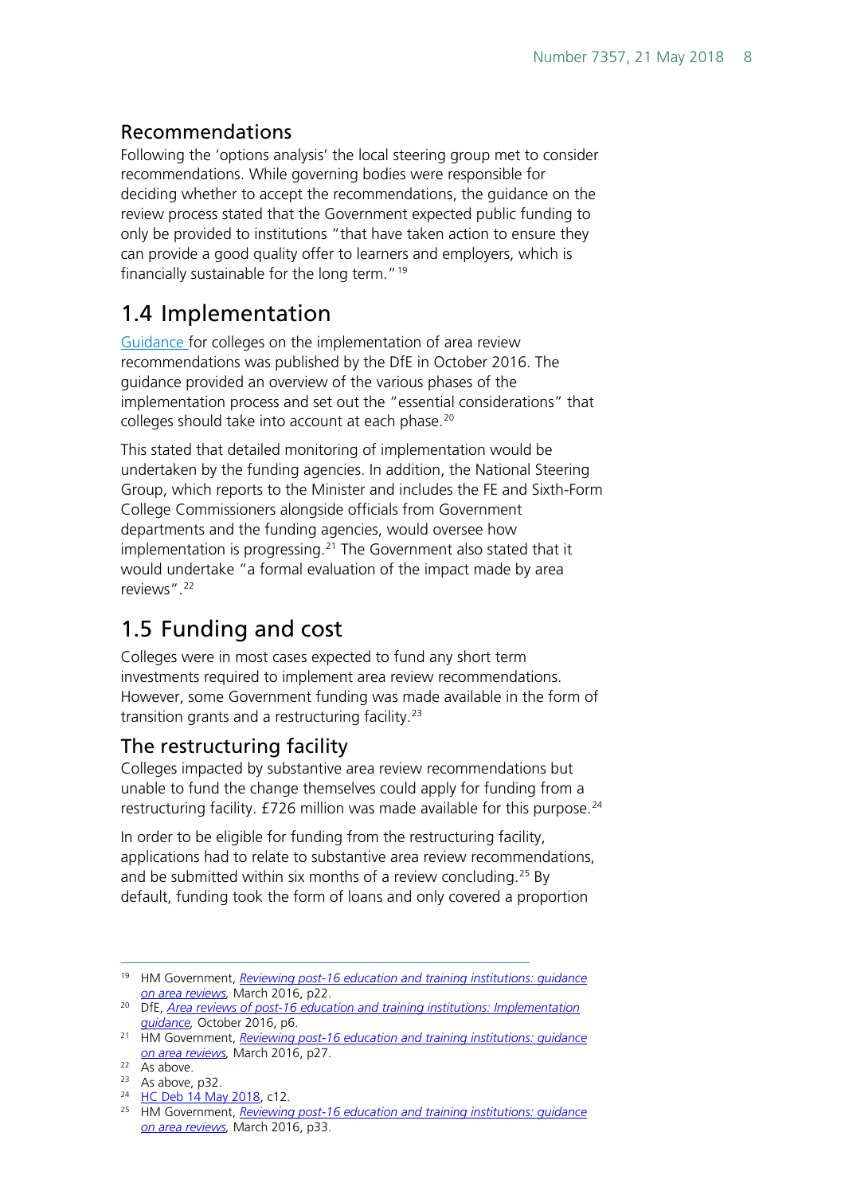### Recommendations

Following the 'options analysis' the local steering group met to consider recommendations. While governing bodies were responsible for deciding whether to accept the recommendations, the guidance on the review process stated that the Government expected public funding to only be provided to institutions "that have taken action to ensure they can provide a good quality offer to learners and employers, which is financially sustainable for the long term."[19]

## 1.4 Implementation

[Guidance](#) for colleges on the implementation of area review recommendations was published by the DfE in October 2016. The guidance provided an overview of the various phases of the implementation process and set out the "essential considerations" that colleges should take into account at each phase.[20]

This stated that detailed monitoring of implementation would be undertaken by the funding agencies. In addition, the National Steering Group, which reports to the Minister and includes the FE and Sixth-Form College Commissioners alongside officials from Government departments and the funding agencies, would oversee how implementation is progressing.[21] The Government also stated that it would undertake "a formal evaluation of the impact made by area reviews".[22]

## 1.5 Funding and cost

Colleges were in most cases expected to fund any short term investments required to implement area review recommendations. However, some Government funding was made available in the form of transition grants and a restructuring facility.[23]

### The restructuring facility

Colleges impacted by substantive area review recommendations but unable to fund the change themselves could apply for funding from a restructuring facility. £726 million was made available for this purpose.[24]

In order to be eligible for funding from the restructuring facility, applications had to relate to substantive area review recommendations, and be submitted within six months of a review concluding.[25] By default, funding took the form of loans and only covered a proportion

---

[19] HM Government, *Reviewing post-16 education and training institutions: guidance on area reviews*, March 2016, p22.

[20] DfE, *Area reviews of post-16 education and training institutions: Implementation guidance*, October 2016, p6.

[21] HM Government, *Reviewing post-16 education and training institutions: guidance on area reviews*, March 2016, p27.

[22] As above.

[23] As above, p32.

[24] HC Deb 14 May 2018, c12.

[25] HM Government, *Reviewing post-16 education and training institutions: guidance on area reviews*, March 2016, p33.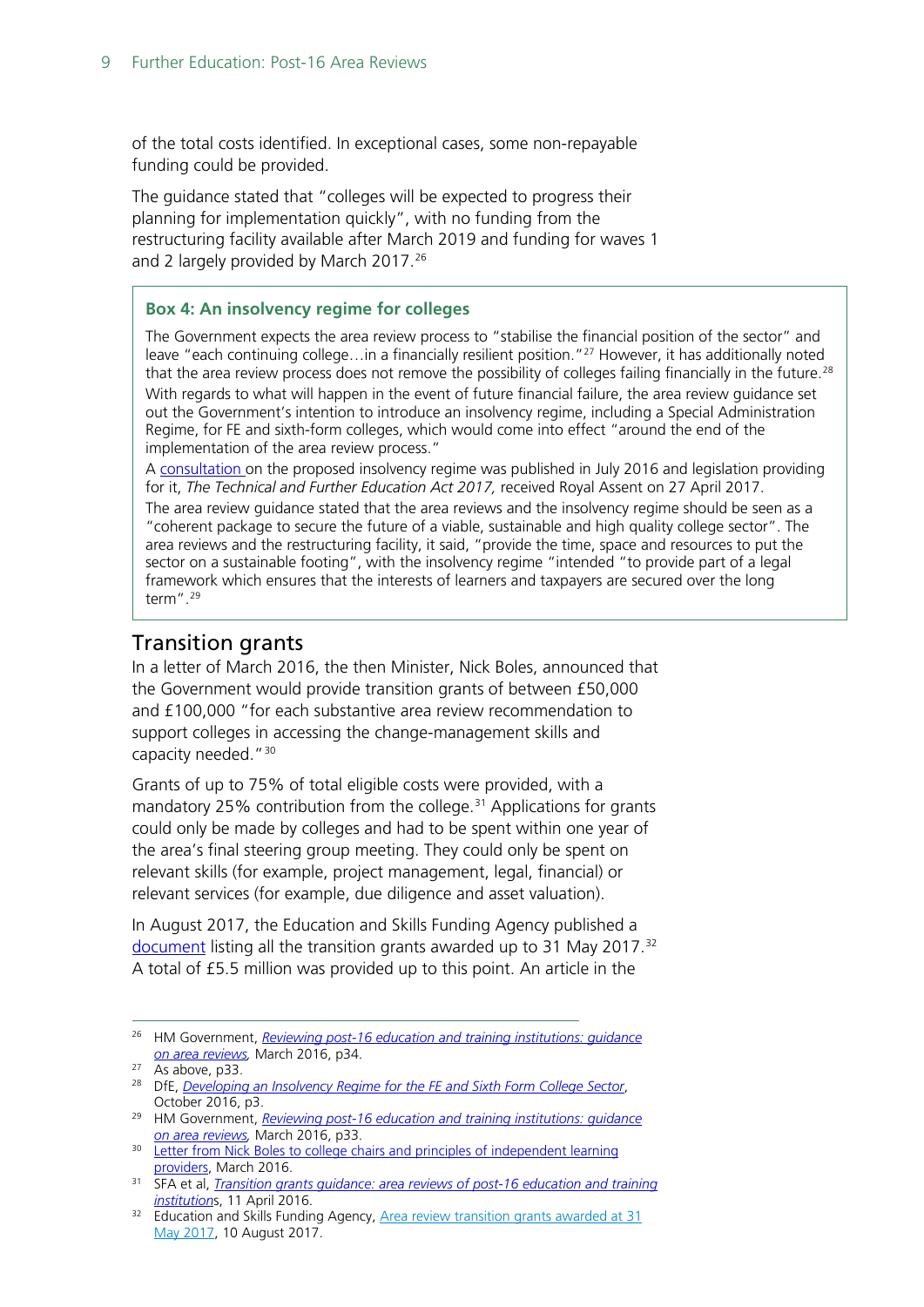of the total costs identified. In exceptional cases, some non-repayable funding could be provided.

The guidance stated that "colleges will be expected to progress their planning for implementation quickly", with no funding from the restructuring facility available after March 2019 and funding for waves 1 and 2 largely provided by March 2017.[26]

> **Box 4: An insolvency regime for colleges**
>
> The Government expects the area review process to "stabilise the financial position of the sector" and leave "each continuing college…in a financially resilient position."[27] However, it has additionally noted that the area review process does not remove the possibility of colleges failing financially in the future.[28]
>
> With regards to what will happen in the event of future financial failure, the area review guidance set out the Government's intention to introduce an insolvency regime, including a Special Administration Regime, for FE and sixth-form colleges, which would come into effect "around the end of the implementation of the area review process."
>
> A consultation on the proposed insolvency regime was published in July 2016 and legislation providing for it, *The Technical and Further Education Act 2017,* received Royal Assent on 27 April 2017.
>
> The area review guidance stated that the area reviews and the insolvency regime should be seen as a "coherent package to secure the future of a viable, sustainable and high quality college sector". The area reviews and the restructuring facility, it said, "provide the time, space and resources to put the sector on a sustainable footing", with the insolvency regime "intended "to provide part of a legal framework which ensures that the interests of learners and taxpayers are secured over the long term".[29]

## Transition grants

In a letter of March 2016, the then Minister, Nick Boles, announced that the Government would provide transition grants of between £50,000 and £100,000 "for each substantive area review recommendation to support colleges in accessing the change-management skills and capacity needed."[30]

Grants of up to 75% of total eligible costs were provided, with a mandatory 25% contribution from the college.[31] Applications for grants could only be made by colleges and had to be spent within one year of the area's final steering group meeting. They could only be spent on relevant skills (for example, project management, legal, financial) or relevant services (for example, due diligence and asset valuation).

In August 2017, the Education and Skills Funding Agency published a document listing all the transition grants awarded up to 31 May 2017.[32] A total of £5.5 million was provided up to this point. An article in the

---

[26] HM Government, *Reviewing post-16 education and training institutions: guidance on area reviews,* March 2016, p34.

[27] As above, p33.

[28] DfE, *Developing an Insolvency Regime for the FE and Sixth Form College Sector*, October 2016, p3.

[29] HM Government, *Reviewing post-16 education and training institutions: guidance on area reviews,* March 2016, p33.

[30] Letter from Nick Boles to college chairs and principles of independent learning providers, March 2016.

[31] SFA et al, *Transition grants guidance: area reviews of post-16 education and training institutions*, 11 April 2016.

[32] Education and Skills Funding Agency, Area review transition grants awarded at 31 May 2017, 10 August 2017.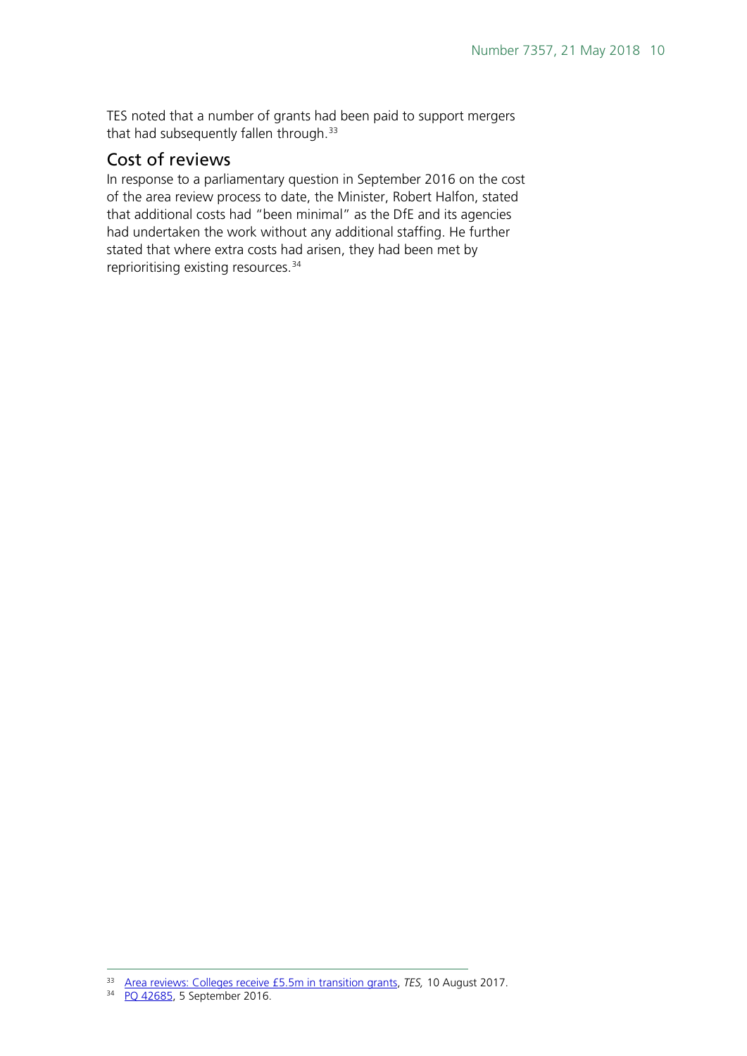TES noted that a number of grants had been paid to support mergers that had subsequently fallen through.[33]

## Cost of reviews

In response to a parliamentary question in September 2016 on the cost of the area review process to date, the Minister, Robert Halfon, stated that additional costs had "been minimal" as the DfE and its agencies had undertaken the work without any additional staffing. He further stated that where extra costs had arisen, they had been met by reprioritising existing resources.[34]

---

[33] Area reviews: Colleges receive £5.5m in transition grants, *TES,* 10 August 2017.

[34] PQ 42685, 5 September 2016.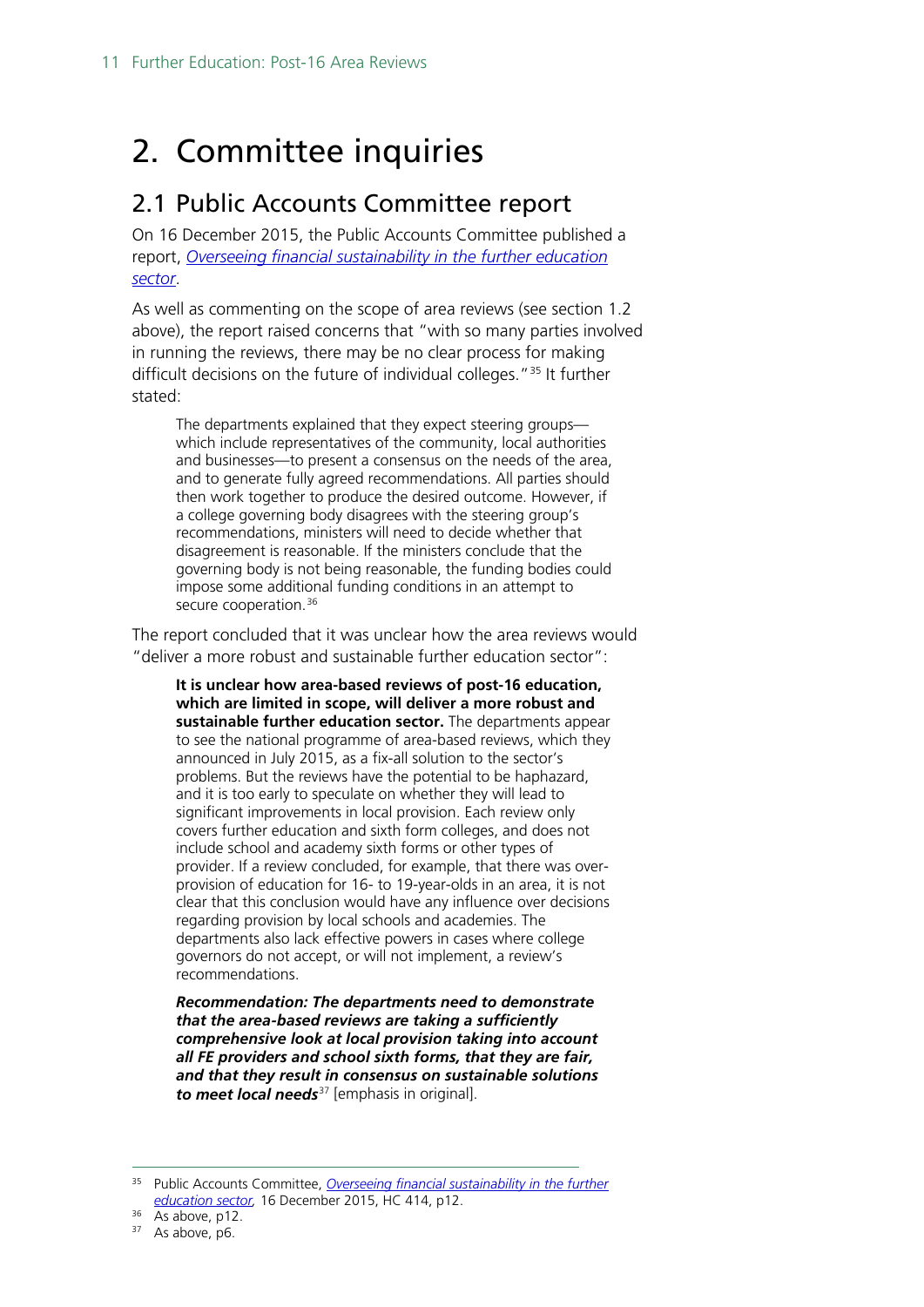# 2. Committee inquiries

## 2.1 Public Accounts Committee report

On 16 December 2015, the Public Accounts Committee published a report, *Overseeing financial sustainability in the further education sector*.

As well as commenting on the scope of area reviews (see section 1.2 above), the report raised concerns that "with so many parties involved in running the reviews, there may be no clear process for making difficult decisions on the future of individual colleges."[35] It further stated:

> The departments explained that they expect steering groups—which include representatives of the community, local authorities and businesses—to present a consensus on the needs of the area, and to generate fully agreed recommendations. All parties should then work together to produce the desired outcome. However, if a college governing body disagrees with the steering group's recommendations, ministers will need to decide whether that disagreement is reasonable. If the ministers conclude that the governing body is not being reasonable, the funding bodies could impose some additional funding conditions in an attempt to secure cooperation.[36]

The report concluded that it was unclear how the area reviews would "deliver a more robust and sustainable further education sector":

> **It is unclear how area-based reviews of post-16 education, which are limited in scope, will deliver a more robust and sustainable further education sector.** The departments appear to see the national programme of area-based reviews, which they announced in July 2015, as a fix-all solution to the sector's problems. But the reviews have the potential to be haphazard, and it is too early to speculate on whether they will lead to significant improvements in local provision. Each review only covers further education and sixth form colleges, and does not include school and academy sixth forms or other types of provider. If a review concluded, for example, that there was over-provision of education for 16- to 19-year-olds in an area, it is not clear that this conclusion would have any influence over decisions regarding provision by local schools and academies. The departments also lack effective powers in cases where college governors do not accept, or will not implement, a review's recommendations.
>
> ***Recommendation: The departments need to demonstrate that the area-based reviews are taking a sufficiently comprehensive look at local provision taking into account all FE providers and school sixth forms, that they are fair, and that they result in consensus on sustainable solutions to meet local needs***[37] [emphasis in original].

---

[35] Public Accounts Committee, *Overseeing financial sustainability in the further education sector*, 16 December 2015, HC 414, p12.

[36] As above, p12.

[37] As above, p6.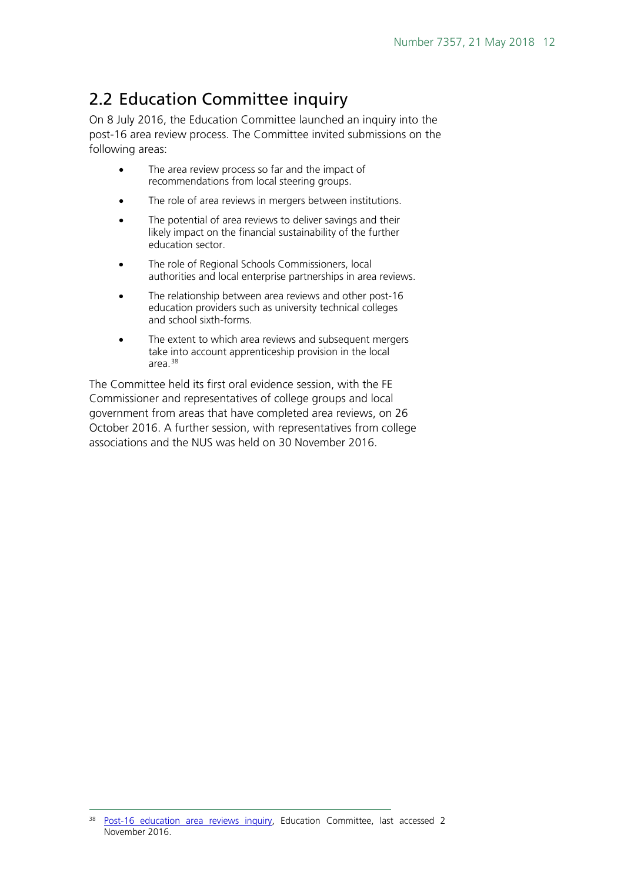## 2.2 Education Committee inquiry

On 8 July 2016, the Education Committee launched an inquiry into the post-16 area review process. The Committee invited submissions on the following areas:

- The area review process so far and the impact of recommendations from local steering groups.
- The role of area reviews in mergers between institutions.
- The potential of area reviews to deliver savings and their likely impact on the financial sustainability of the further education sector.
- The role of Regional Schools Commissioners, local authorities and local enterprise partnerships in area reviews.
- The relationship between area reviews and other post-16 education providers such as university technical colleges and school sixth-forms.
- The extent to which area reviews and subsequent mergers take into account apprenticeship provision in the local area.[38]

The Committee held its first oral evidence session, with the FE Commissioner and representatives of college groups and local government from areas that have completed area reviews, on 26 October 2016. A further session, with representatives from college associations and the NUS was held on 30 November 2016.

[38] Post-16 education area reviews inquiry, Education Committee, last accessed 2 November 2016.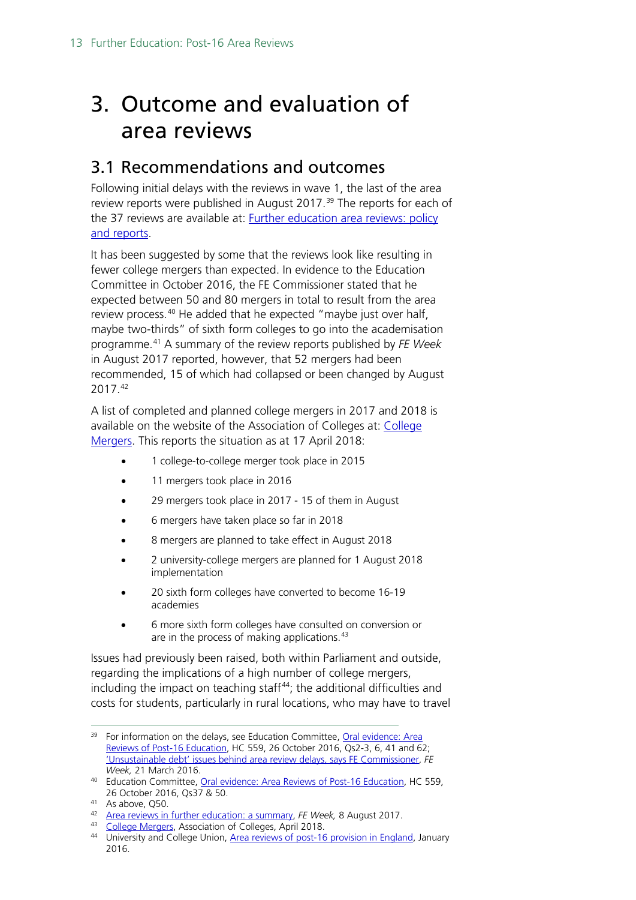# 3. Outcome and evaluation of area reviews

## 3.1 Recommendations and outcomes

Following initial delays with the reviews in wave 1, the last of the area review reports were published in August 2017.[39] The reports for each of the 37 reviews are available at: [Further education area reviews: policy and reports](#).

It has been suggested by some that the reviews look like resulting in fewer college mergers than expected. In evidence to the Education Committee in October 2016, the FE Commissioner stated that he expected between 50 and 80 mergers in total to result from the area review process.[40] He added that he expected "maybe just over half, maybe two-thirds" of sixth form colleges to go into the academisation programme.[41] A summary of the review reports published by *FE Week* in August 2017 reported, however, that 52 mergers had been recommended, 15 of which had collapsed or been changed by August 2017.[42]

A list of completed and planned college mergers in 2017 and 2018 is available on the website of the Association of Colleges at: [College Mergers](#). This reports the situation as at 17 April 2018:

- 1 college-to-college merger took place in 2015
- 11 mergers took place in 2016
- 29 mergers took place in 2017 - 15 of them in August
- 6 mergers have taken place so far in 2018
- 8 mergers are planned to take effect in August 2018
- 2 university-college mergers are planned for 1 August 2018 implementation
- 20 sixth form colleges have converted to become 16-19 academies
- 6 more sixth form colleges have consulted on conversion or are in the process of making applications.[43]

Issues had previously been raised, both within Parliament and outside, regarding the implications of a high number of college mergers, including the impact on teaching staff[44]; the additional difficulties and costs for students, particularly in rural locations, who may have to travel

---

[39] For information on the delays, see Education Committee, [Oral evidence: Area Reviews of Post-16 Education](#), HC 559, 26 October 2016, Qs2-3, 6, 41 and 62; ['Unsustainable debt' issues behind area review delays, says FE Commissioner](#), *FE Week,* 21 March 2016.

[40] Education Committee, [Oral evidence: Area Reviews of Post-16 Education](#), HC 559, 26 October 2016, Qs37 & 50.

[41] As above, Q50.

[42] [Area reviews in further education: a summary](#), *FE Week,* 8 August 2017.

[43] [College Mergers](#), Association of Colleges, April 2018.

[44] University and College Union, [Area reviews of post-16 provision in England](#), January 2016.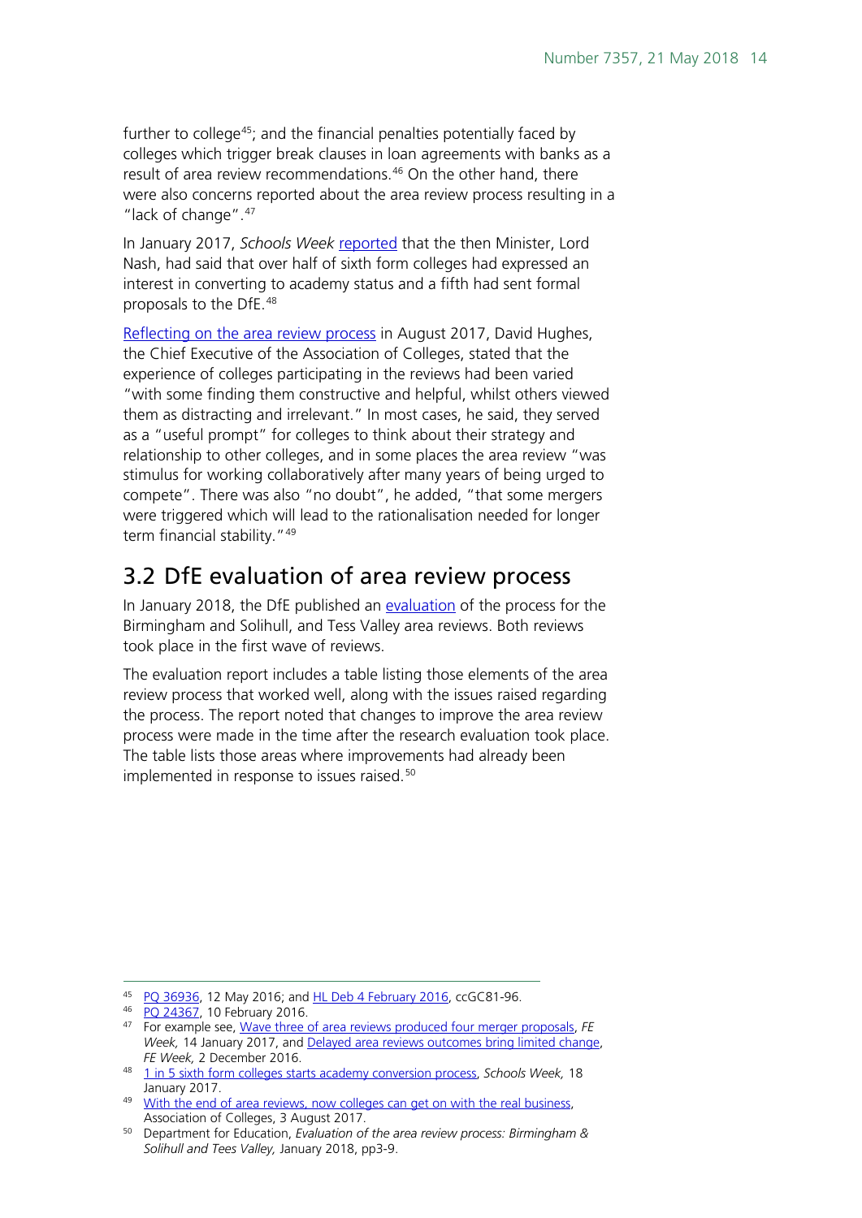further to college[45]; and the financial penalties potentially faced by colleges which trigger break clauses in loan agreements with banks as a result of area review recommendations.[46] On the other hand, there were also concerns reported about the area review process resulting in a "lack of change".[47]

In January 2017, *Schools Week* reported that the then Minister, Lord Nash, had said that over half of sixth form colleges had expressed an interest in converting to academy status and a fifth had sent formal proposals to the DfE.[48]

Reflecting on the area review process in August 2017, David Hughes, the Chief Executive of the Association of Colleges, stated that the experience of colleges participating in the reviews had been varied "with some finding them constructive and helpful, whilst others viewed them as distracting and irrelevant." In most cases, he said, they served as a "useful prompt" for colleges to think about their strategy and relationship to other colleges, and in some places the area review "was stimulus for working collaboratively after many years of being urged to compete". There was also "no doubt", he added, "that some mergers were triggered which will lead to the rationalisation needed for longer term financial stability."[49]

## 3.2 DfE evaluation of area review process

In January 2018, the DfE published an evaluation of the process for the Birmingham and Solihull, and Tess Valley area reviews. Both reviews took place in the first wave of reviews.

The evaluation report includes a table listing those elements of the area review process that worked well, along with the issues raised regarding the process. The report noted that changes to improve the area review process were made in the time after the research evaluation took place. The table lists those areas where improvements had already been implemented in response to issues raised.[50]

---

[45] PQ 36936, 12 May 2016; and HL Deb 4 February 2016, ccGC81-96.

[46] PQ 24367, 10 February 2016.

[47] For example see, Wave three of area reviews produced four merger proposals, *FE Week,* 14 January 2017, and Delayed area reviews outcomes bring limited change, *FE Week,* 2 December 2016.

[48] 1 in 5 sixth form colleges starts academy conversion process, *Schools Week,* 18 January 2017.

[49] With the end of area reviews, now colleges can get on with the real business, Association of Colleges, 3 August 2017.

[50] Department for Education, *Evaluation of the area review process: Birmingham & Solihull and Tees Valley,* January 2018, pp3-9.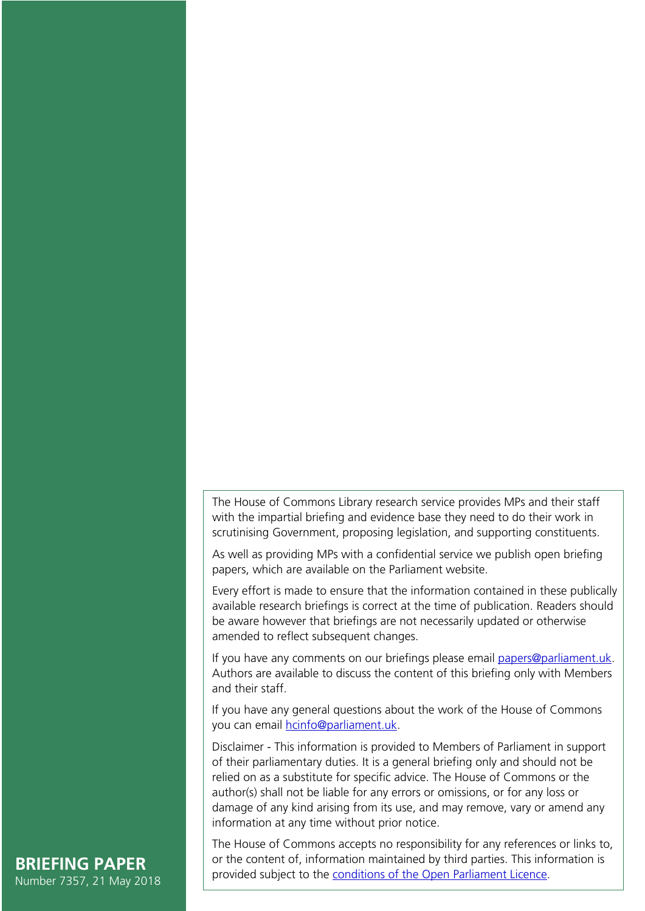The House of Commons Library research service provides MPs and their staff with the impartial briefing and evidence base they need to do their work in scrutinising Government, proposing legislation, and supporting constituents.

As well as providing MPs with a confidential service we publish open briefing papers, which are available on the Parliament website.

Every effort is made to ensure that the information contained in these publically available research briefings is correct at the time of publication. Readers should be aware however that briefings are not necessarily updated or otherwise amended to reflect subsequent changes.

If you have any comments on our briefings please email papers@parliament.uk. Authors are available to discuss the content of this briefing only with Members and their staff.

If you have any general questions about the work of the House of Commons you can email hcinfo@parliament.uk.

Disclaimer - This information is provided to Members of Parliament in support of their parliamentary duties. It is a general briefing only and should not be relied on as a substitute for specific advice. The House of Commons or the author(s) shall not be liable for any errors or omissions, or for any loss or damage of any kind arising from its use, and may remove, vary or amend any information at any time without prior notice.

The House of Commons accepts no responsibility for any references or links to, or the content of, information maintained by third parties. This information is provided subject to the conditions of the Open Parliament Licence.

**BRIEFING PAPER**
Number 7357, 21 May 2018